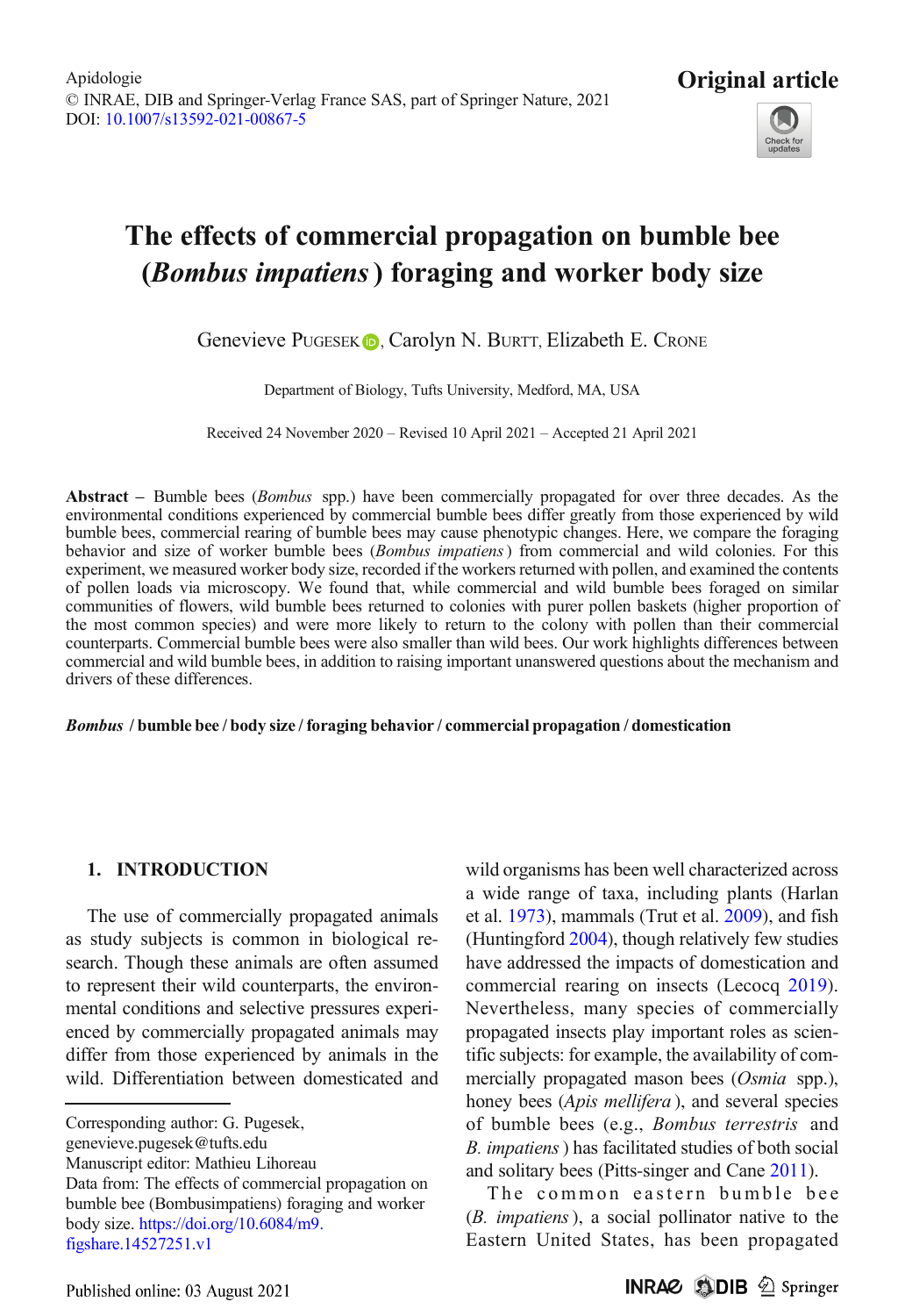Apidologie
© INRAE, DIB and Springer-Verlag France SAS, part of Springer Nature, 2021
DOI: 10.1007/s13592-021-00867-5

**Original article**

# The effects of commercial propagation on bumble bee (*Bombus impatiens*) foraging and worker body size

Genevieve Pugesek, Carolyn N. Burtt, Elizabeth E. Crone

Department of Biology, Tufts University, Medford, MA, USA

Received 24 November 2020 – Revised 10 April 2021 – Accepted 21 April 2021

**Abstract** – Bumble bees (*Bombus* spp.) have been commercially propagated for over three decades. As the environmental conditions experienced by commercial bumble bees differ greatly from those experienced by wild bumble bees, commercial rearing of bumble bees may cause phenotypic changes. Here, we compare the foraging behavior and size of worker bumble bees (*Bombus impatiens*) from commercial and wild colonies. For this experiment, we measured worker body size, recorded if the workers returned with pollen, and examined the contents of pollen loads via microscopy. We found that, while commercial and wild bumble bees foraged on similar communities of flowers, wild bumble bees returned to colonies with purer pollen baskets (higher proportion of the most common species) and were more likely to return to the colony with pollen than their commercial counterparts. Commercial bumble bees were also smaller than wild bees. Our work highlights differences between commercial and wild bumble bees, in addition to raising important unanswered questions about the mechanism and drivers of these differences.

***Bombus* / bumble bee / body size / foraging behavior / commercial propagation / domestication**

## 1. INTRODUCTION

The use of commercially propagated animals as study subjects is common in biological research. Though these animals are often assumed to represent their wild counterparts, the environmental conditions and selective pressures experienced by commercially propagated animals may differ from those experienced by animals in the wild. Differentiation between domesticated and wild organisms has been well characterized across a wide range of taxa, including plants (Harlan et al. 1973), mammals (Trut et al. 2009), and fish (Huntingford 2004), though relatively few studies have addressed the impacts of domestication and commercial rearing on insects (Lecocq 2019). Nevertheless, many species of commercially propagated insects play important roles as scientific subjects: for example, the availability of commercially propagated mason bees (*Osmia* spp.), honey bees (*Apis mellifera*), and several species of bumble bees (e.g., *Bombus terrestris* and *B. impatiens*) has facilitated studies of both social and solitary bees (Pitts-singer and Cane 2011).

The common eastern bumble bee (*B. impatiens*), a social pollinator native to the Eastern United States, has been propagated

---

Corresponding author: G. Pugesek, genevieve.pugesek@tufts.edu
Manuscript editor: Mathieu Lihoreau
Data from: The effects of commercial propagation on bumble bee (Bombusimpatiens) foraging and worker body size. https://doi.org/10.6084/m9.figshare.14527251.v1

Published online: 03 August 2021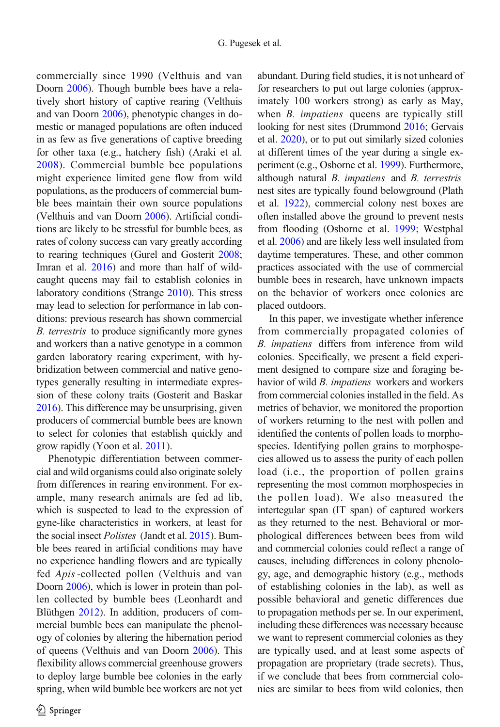commercially since 1990 (Velthuis and van Doorn 2006). Though bumble bees have a relatively short history of captive rearing (Velthuis and van Doorn 2006), phenotypic changes in domestic or managed populations are often induced in as few as five generations of captive breeding for other taxa (e.g., hatchery fish) (Araki et al. 2008). Commercial bumble bee populations might experience limited gene flow from wild populations, as the producers of commercial bumble bees maintain their own source populations (Velthuis and van Doorn 2006). Artificial conditions are likely to be stressful for bumble bees, as rates of colony success can vary greatly according to rearing techniques (Gurel and Gosterit 2008; Imran et al. 2016) and more than half of wild-caught queens may fail to establish colonies in laboratory conditions (Strange 2010). This stress may lead to selection for performance in lab conditions: previous research has shown commercial *B. terrestris* to produce significantly more gynes and workers than a native genotype in a common garden laboratory rearing experiment, with hybridization between commercial and native genotypes generally resulting in intermediate expression of these colony traits (Gosterit and Baskar 2016). This difference may be unsurprising, given producers of commercial bumble bees are known to select for colonies that establish quickly and grow rapidly (Yoon et al. 2011).

Phenotypic differentiation between commercial and wild organisms could also originate solely from differences in rearing environment. For example, many research animals are fed ad lib, which is suspected to lead to the expression of gyne-like characteristics in workers, at least for the social insect *Polistes* (Jandt et al. 2015). Bumble bees reared in artificial conditions may have no experience handling flowers and are typically fed *Apis* -collected pollen (Velthuis and van Doorn 2006), which is lower in protein than pollen collected by bumble bees (Leonhardt and Blüthgen 2012). In addition, producers of commercial bumble bees can manipulate the phenology of colonies by altering the hibernation period of queens (Velthuis and van Doorn 2006). This flexibility allows commercial greenhouse growers to deploy large bumble bee colonies in the early spring, when wild bumble bee workers are not yet abundant. During field studies, it is not unheard of for researchers to put out large colonies (approximately 100 workers strong) as early as May, when *B. impatiens* queens are typically still looking for nest sites (Drummond 2016; Gervais et al. 2020), or to put out similarly sized colonies at different times of the year during a single experiment (e.g., Osborne et al. 1999). Furthermore, although natural *B. impatiens* and *B. terrestris* nest sites are typically found belowground (Plath et al. 1922), commercial colony nest boxes are often installed above the ground to prevent nests from flooding (Osborne et al. 1999; Westphal et al. 2006) and are likely less well insulated from daytime temperatures. These, and other common practices associated with the use of commercial bumble bees in research, have unknown impacts on the behavior of workers once colonies are placed outdoors.

In this paper, we investigate whether inference from commercially propagated colonies of *B. impatiens* differs from inference from wild colonies. Specifically, we present a field experiment designed to compare size and foraging behavior of wild *B. impatiens* workers and workers from commercial colonies installed in the field. As metrics of behavior, we monitored the proportion of workers returning to the nest with pollen and identified the contents of pollen loads to morphospecies. Identifying pollen grains to morphospecies allowed us to assess the purity of each pollen load (i.e., the proportion of pollen grains representing the most common morphospecies in the pollen load). We also measured the intertegular span (IT span) of captured workers as they returned to the nest. Behavioral or morphological differences between bees from wild and commercial colonies could reflect a range of causes, including differences in colony phenology, age, and demographic history (e.g., methods of establishing colonies in the lab), as well as possible behavioral and genetic differences due to propagation methods per se. In our experiment, including these differences was necessary because we want to represent commercial colonies as they are typically used, and at least some aspects of propagation are proprietary (trade secrets). Thus, if we conclude that bees from commercial colonies are similar to bees from wild colonies, then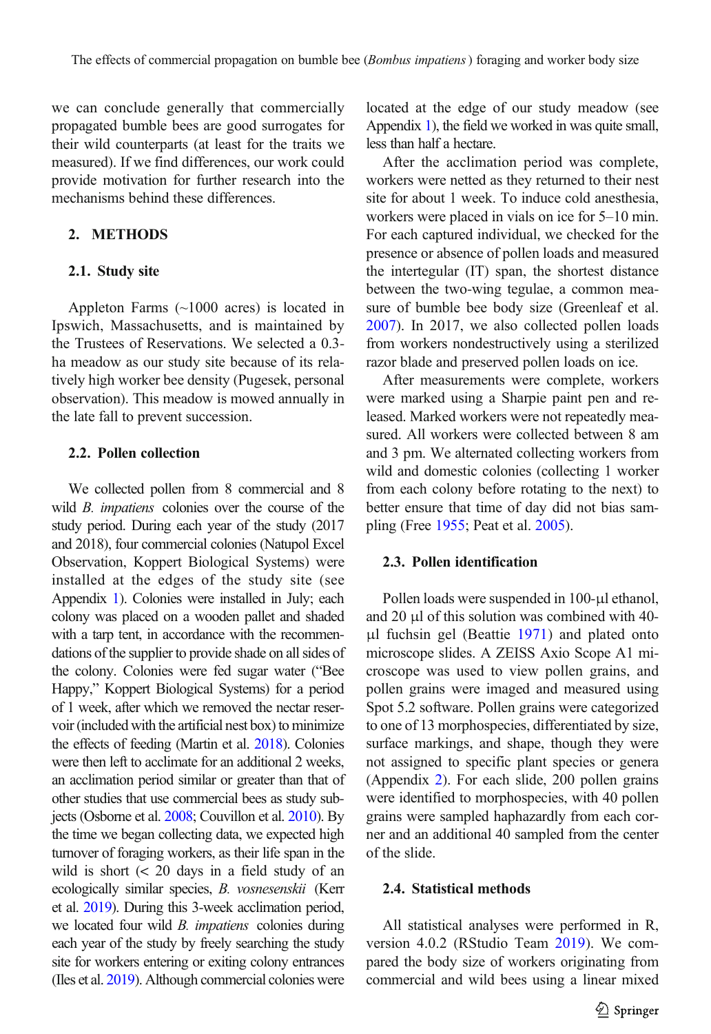we can conclude generally that commercially propagated bumble bees are good surrogates for their wild counterparts (at least for the traits we measured). If we find differences, our work could provide motivation for further research into the mechanisms behind these differences.

## 2. METHODS

### 2.1. Study site

Appleton Farms (~1000 acres) is located in Ipswich, Massachusetts, and is maintained by the Trustees of Reservations. We selected a 0.3-ha meadow as our study site because of its relatively high worker bee density (Pugesek, personal observation). This meadow is mowed annually in the late fall to prevent succession.

### 2.2. Pollen collection

We collected pollen from 8 commercial and 8 wild *B. impatiens* colonies over the course of the study period. During each year of the study (2017 and 2018), four commercial colonies (Natupol Excel Observation, Koppert Biological Systems) were installed at the edges of the study site (see Appendix 1). Colonies were installed in July; each colony was placed on a wooden pallet and shaded with a tarp tent, in accordance with the recommendations of the supplier to provide shade on all sides of the colony. Colonies were fed sugar water ("Bee Happy," Koppert Biological Systems) for a period of 1 week, after which we removed the nectar reservoir (included with the artificial nest box) to minimize the effects of feeding (Martin et al. 2018). Colonies were then left to acclimate for an additional 2 weeks, an acclimation period similar or greater than that of other studies that use commercial bees as study subjects (Osborne et al. 2008; Couvillon et al. 2010). By the time we began collecting data, we expected high turnover of foraging workers, as their life span in the wild is short (< 20 days in a field study of an ecologically similar species, *B. vosnesenskii* (Kerr et al. 2019). During this 3-week acclimation period, we located four wild *B. impatiens* colonies during each year of the study by freely searching the study site for workers entering or exiting colony entrances (Iles et al. 2019). Although commercial colonies were located at the edge of our study meadow (see Appendix 1), the field we worked in was quite small, less than half a hectare.

After the acclimation period was complete, workers were netted as they returned to their nest site for about 1 week. To induce cold anesthesia, workers were placed in vials on ice for 5–10 min. For each captured individual, we checked for the presence or absence of pollen loads and measured the intertegular (IT) span, the shortest distance between the two-wing tegulae, a common measure of bumble bee body size (Greenleaf et al. 2007). In 2017, we also collected pollen loads from workers nondestructively using a sterilized razor blade and preserved pollen loads on ice.

After measurements were complete, workers were marked using a Sharpie paint pen and released. Marked workers were not repeatedly measured. All workers were collected between 8 am and 3 pm. We alternated collecting workers from wild and domestic colonies (collecting 1 worker from each colony before rotating to the next) to better ensure that time of day did not bias sampling (Free 1955; Peat et al. 2005).

### 2.3. Pollen identification

Pollen loads were suspended in 100-μl ethanol, and 20 μl of this solution was combined with 40-μl fuchsin gel (Beattie 1971) and plated onto microscope slides. A ZEISS Axio Scope A1 microscope was used to view pollen grains, and pollen grains were imaged and measured using Spot 5.2 software. Pollen grains were categorized to one of 13 morphospecies, differentiated by size, surface markings, and shape, though they were not assigned to specific plant species or genera (Appendix 2). For each slide, 200 pollen grains were identified to morphospecies, with 40 pollen grains were sampled haphazardly from each corner and an additional 40 sampled from the center of the slide.

### 2.4. Statistical methods

All statistical analyses were performed in R, version 4.0.2 (RStudio Team 2019). We compared the body size of workers originating from commercial and wild bees using a linear mixed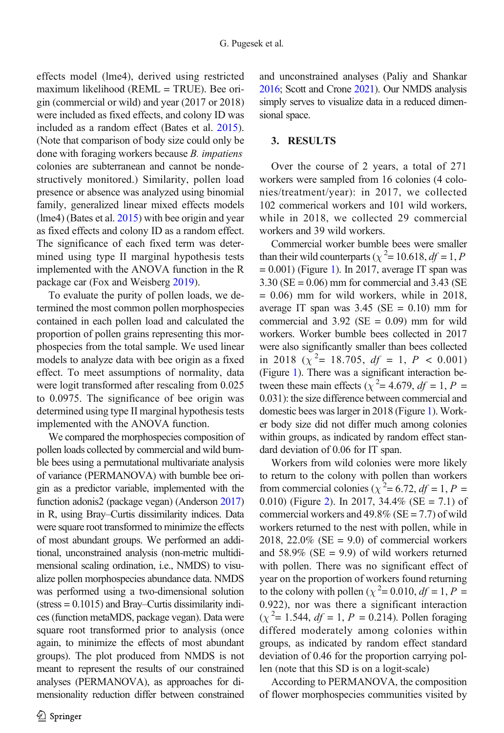effects model (lme4), derived using restricted maximum likelihood (REML = TRUE). Bee origin (commercial or wild) and year (2017 or 2018) were included as fixed effects, and colony ID was included as a random effect (Bates et al. 2015). (Note that comparison of body size could only be done with foraging workers because *B. impatiens* colonies are subterranean and cannot be nondestructively monitored.) Similarity, pollen load presence or absence was analyzed using binomial family, generalized linear mixed effects models (lme4) (Bates et al. 2015) with bee origin and year as fixed effects and colony ID as a random effect. The significance of each fixed term was determined using type II marginal hypothesis tests implemented with the ANOVA function in the R package car (Fox and Weisberg 2019).

To evaluate the purity of pollen loads, we determined the most common pollen morphospecies contained in each pollen load and calculated the proportion of pollen grains representing this morphospecies from the total sample. We used linear models to analyze data with bee origin as a fixed effect. To meet assumptions of normality, data were logit transformed after rescaling from 0.025 to 0.0975. The significance of bee origin was determined using type II marginal hypothesis tests implemented with the ANOVA function.

We compared the morphospecies composition of pollen loads collected by commercial and wild bumble bees using a permutational multivariate analysis of variance (PERMANOVA) with bumble bee origin as a predictor variable, implemented with the function adonis2 (package vegan) (Anderson 2017) in R, using Bray–Curtis dissimilarity indices. Data were square root transformed to minimize the effects of most abundant groups. We performed an additional, unconstrained analysis (non-metric multidimensional scaling ordination, i.e., NMDS) to visualize pollen morphospecies abundance data. NMDS was performed using a two-dimensional solution (stress = 0.1015) and Bray–Curtis dissimilarity indices (function metaMDS, package vegan). Data were square root transformed prior to analysis (once again, to minimize the effects of most abundant groups). The plot produced from NMDS is not meant to represent the results of our constrained analyses (PERMANOVA), as approaches for dimensionality reduction differ between constrained and unconstrained analyses (Paliy and Shankar 2016; Scott and Crone 2021). Our NMDS analysis simply serves to visualize data in a reduced dimensional space.

## 3. RESULTS

Over the course of 2 years, a total of 271 workers were sampled from 16 colonies (4 colonies/treatment/year): in 2017, we collected 102 commerical workers and 101 wild workers, while in 2018, we collected 29 commercial workers and 39 wild workers.

Commercial worker bumble bees were smaller than their wild counterparts ($\chi^2$= 10.618, $df$ = 1, $P$ = 0.001) (Figure 1). In 2017, average IT span was 3.30 (SE = 0.06) mm for commercial and 3.43 (SE = 0.06) mm for wild workers, while in 2018, average IT span was 3.45 (SE = 0.10) mm for commercial and 3.92 (SE = 0.09) mm for wild workers. Worker bumble bees collected in 2017 were also significantly smaller than bees collected in 2018 ($\chi^2$= 18.705, $df$ = 1, $P$ < 0.001) (Figure 1). There was a significant interaction between these main effects ($\chi^2$= 4.679, $df$ = 1, $P$ = 0.031): the size difference between commercial and domestic bees was larger in 2018 (Figure 1). Worker body size did not differ much among colonies within groups, as indicated by random effect standard deviation of 0.06 for IT span.

Workers from wild colonies were more likely to return to the colony with pollen than workers from commercial colonies ($\chi^2$= 6.72, $df$ = 1, $P$ = 0.010) (Figure 2). In 2017, 34.4% (SE = 7.1) of commercial workers and 49.8% (SE = 7.7) of wild workers returned to the nest with pollen, while in 2018, 22.0% (SE = 9.0) of commercial workers and 58.9% (SE = 9.9) of wild workers returned with pollen. There was no significant effect of year on the proportion of workers found returning to the colony with pollen ($\chi^2$= 0.010, $df$ = 1, $P$ = 0.922), nor was there a significant interaction ($\chi^2$= 1.544, $df$ = 1, $P$ = 0.214). Pollen foraging differed moderately among colonies within groups, as indicated by random effect standard deviation of 0.46 for the proportion carrying pollen (note that this SD is on a logit-scale)

According to PERMANOVA, the composition of flower morphospecies communities visited by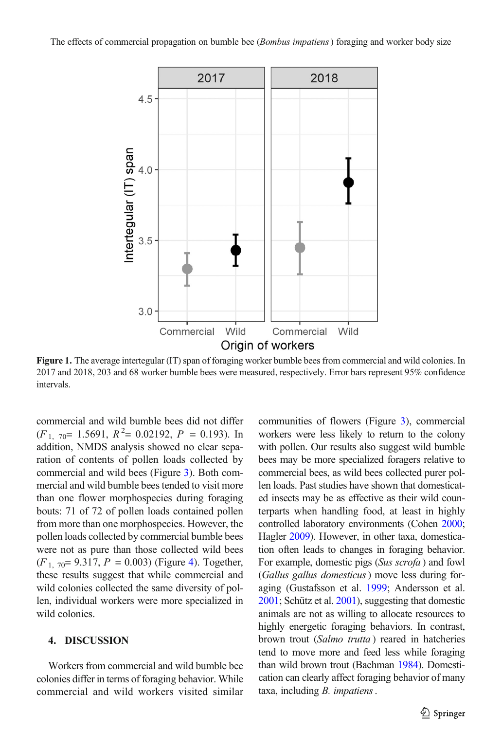Figure 1. The average intertegular (IT) span of foraging worker bumble bees from commercial and wild colonies. In 2017 and 2018, 203 and 68 worker bumble bees were measured, respectively. Error bars represent 95% confidence intervals.

commercial and wild bumble bees did not differ ($F_{1,\ 70}$= 1.5691, $R^2$= 0.02192, $P$ = 0.193). In addition, NMDS analysis showed no clear separation of contents of pollen loads collected by commercial and wild bees (Figure 3). Both commercial and wild bumble bees tended to visit more than one flower morphospecies during foraging bouts: 71 of 72 of pollen loads contained pollen from more than one morphospecies. However, the pollen loads collected by commercial bumble bees were not as pure than those collected wild bees ($F_{1,\ 70}$= 9.317, $P$ = 0.003) (Figure 4). Together, these results suggest that while commercial and wild colonies collected the same diversity of pollen, individual workers were more specialized in wild colonies.

## 4. DISCUSSION

Workers from commercial and wild bumble bee colonies differ in terms of foraging behavior. While commercial and wild workers visited similar communities of flowers (Figure 3), commercial workers were less likely to return to the colony with pollen. Our results also suggest wild bumble bees may be more specialized foragers relative to commercial bees, as wild bees collected purer pollen loads. Past studies have shown that domesticated insects may be as effective as their wild counterparts when handling food, at least in highly controlled laboratory environments (Cohen 2000; Hagler 2009). However, in other taxa, domestication often leads to changes in foraging behavior. For example, domestic pigs (*Sus scrofa*) and fowl (*Gallus gallus domesticus*) move less during foraging (Gustafsson et al. 1999; Andersson et al. 2001; Schütz et al. 2001), suggesting that domestic animals are not as willing to allocate resources to highly energetic foraging behaviors. In contrast, brown trout (*Salmo trutta*) reared in hatcheries tend to move more and feed less while foraging than wild brown trout (Bachman 1984). Domestication can clearly affect foraging behavior of many taxa, including *B. impatiens*.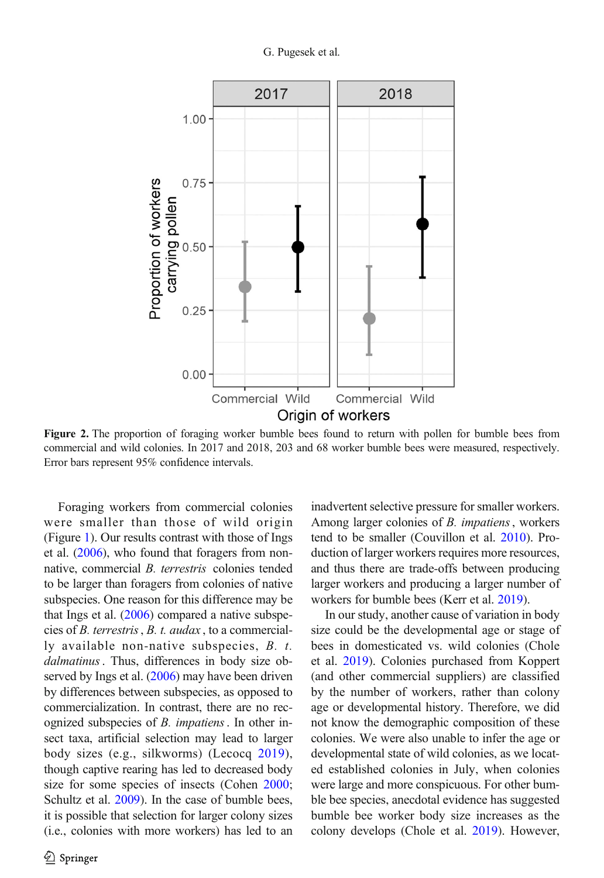Figure 2. The proportion of foraging worker bumble bees found to return with pollen for bumble bees from commercial and wild colonies. In 2017 and 2018, 203 and 68 worker bumble bees were measured, respectively. Error bars represent 95% confidence intervals.

Foraging workers from commercial colonies were smaller than those of wild origin (Figure 1). Our results contrast with those of Ings et al. (2006), who found that foragers from non-native, commercial *B. terrestris* colonies tended to be larger than foragers from colonies of native subspecies. One reason for this difference may be that Ings et al. (2006) compared a native subspecies of *B. terrestris*, *B. t. audax*, to a commercially available non-native subspecies, *B. t. dalmatinus*. Thus, differences in body size observed by Ings et al. (2006) may have been driven by differences between subspecies, as opposed to commercialization. In contrast, there are no recognized subspecies of *B. impatiens*. In other insect taxa, artificial selection may lead to larger body sizes (e.g., silkworms) (Lecocq 2019), though captive rearing has led to decreased body size for some species of insects (Cohen 2000; Schultz et al. 2009). In the case of bumble bees, it is possible that selection for larger colony sizes (i.e., colonies with more workers) has led to an inadvertent selective pressure for smaller workers. Among larger colonies of *B. impatiens*, workers tend to be smaller (Couvillon et al. 2010). Production of larger workers requires more resources, and thus there are trade-offs between producing larger workers and producing a larger number of workers for bumble bees (Kerr et al. 2019).

In our study, another cause of variation in body size could be the developmental age or stage of bees in domesticated vs. wild colonies (Chole et al. 2019). Colonies purchased from Koppert (and other commercial suppliers) are classified by the number of workers, rather than colony age or developmental history. Therefore, we did not know the demographic composition of these colonies. We were also unable to infer the age or developmental state of wild colonies, as we located established colonies in July, when colonies were large and more conspicuous. For other bumble bee species, anecdotal evidence has suggested bumble bee worker body size increases as the colony develops (Chole et al. 2019). However,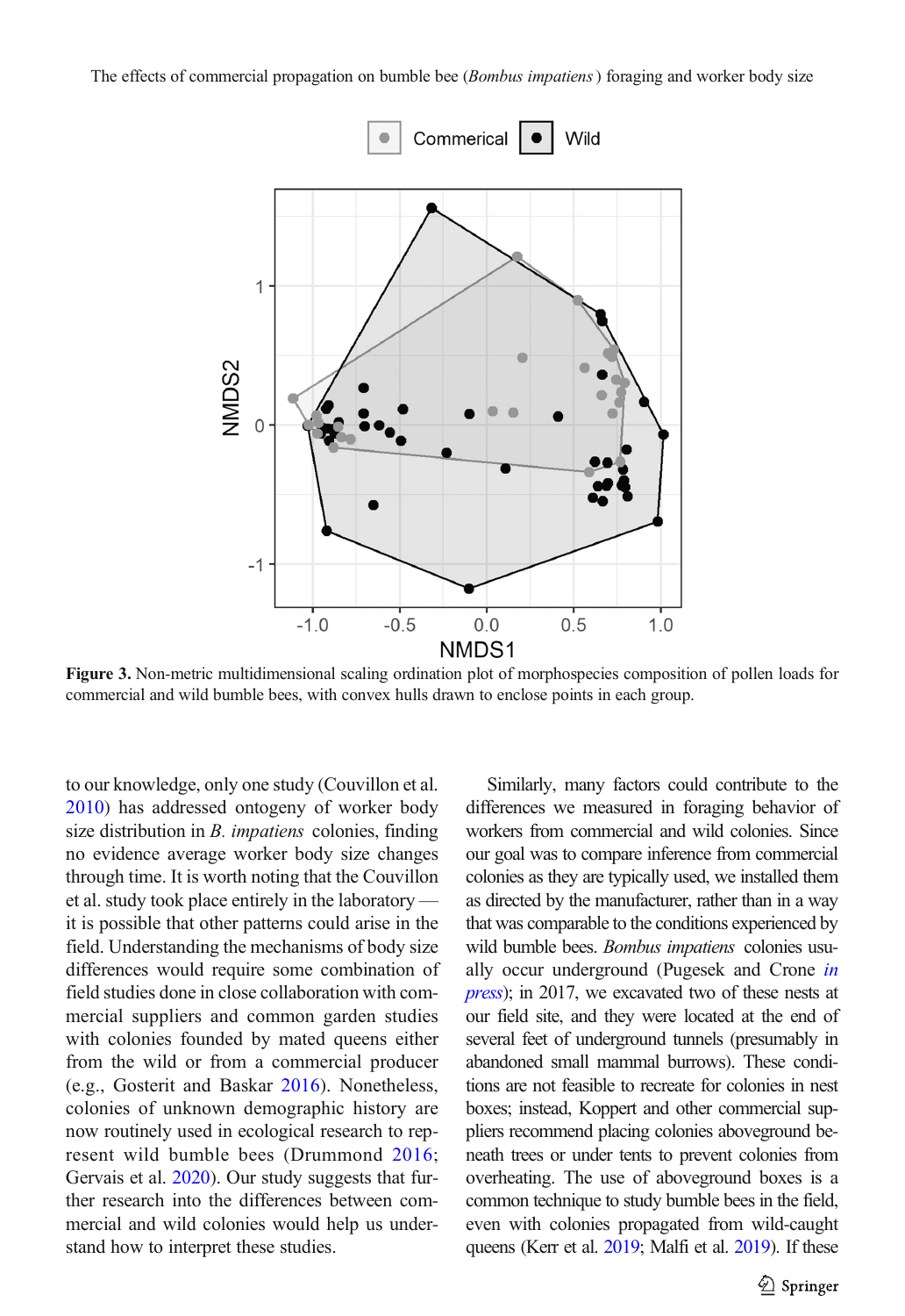Figure 3. Non-metric multidimensional scaling ordination plot of morphospecies composition of pollen loads for commercial and wild bumble bees, with convex hulls drawn to enclose points in each group.

to our knowledge, only one study (Couvillon et al. 2010) has addressed ontogeny of worker body size distribution in *B. impatiens* colonies, finding no evidence average worker body size changes through time. It is worth noting that the Couvillon et al. study took place entirely in the laboratory — it is possible that other patterns could arise in the field. Understanding the mechanisms of body size differences would require some combination of field studies done in close collaboration with commercial suppliers and common garden studies with colonies founded by mated queens either from the wild or from a commercial producer (e.g., Gosterit and Baskar 2016). Nonetheless, colonies of unknown demographic history are now routinely used in ecological research to represent wild bumble bees (Drummond 2016; Gervais et al. 2020). Our study suggests that further research into the differences between commercial and wild colonies would help us understand how to interpret these studies.

Similarly, many factors could contribute to the differences we measured in foraging behavior of workers from commercial and wild colonies. Since our goal was to compare inference from commercial colonies as they are typically used, we installed them as directed by the manufacturer, rather than in a way that was comparable to the conditions experienced by wild bumble bees. *Bombus impatiens* colonies usually occur underground (Pugesek and Crone *in press*); in 2017, we excavated two of these nests at our field site, and they were located at the end of several feet of underground tunnels (presumably in abandoned small mammal burrows). These conditions are not feasible to recreate for colonies in nest boxes; instead, Koppert and other commercial suppliers recommend placing colonies aboveground beneath trees or under tents to prevent colonies from overheating. The use of aboveground boxes is a common technique to study bumble bees in the field, even with colonies propagated from wild-caught queens (Kerr et al. 2019; Malfi et al. 2019). If these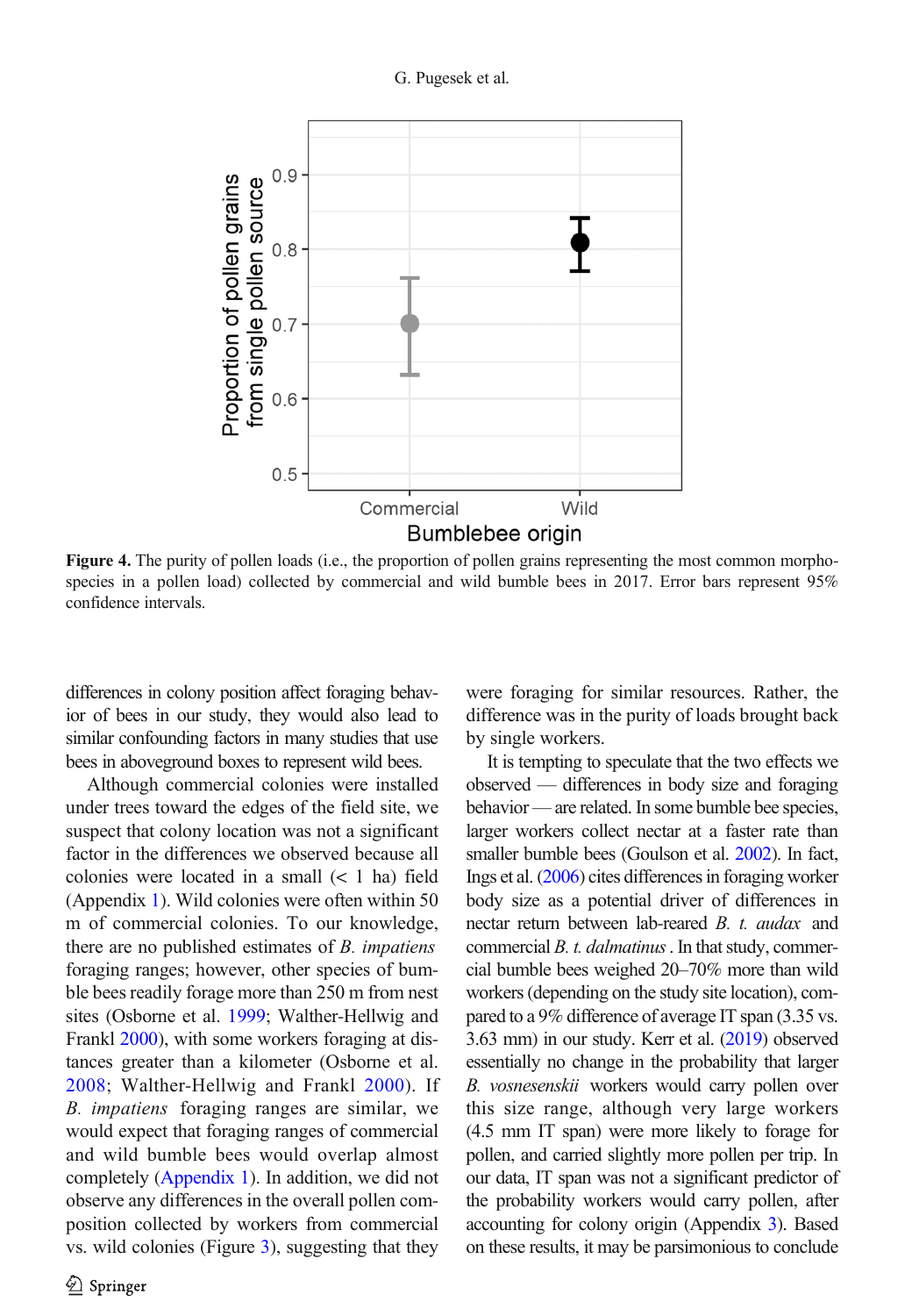**Figure 4.** The purity of pollen loads (i.e., the proportion of pollen grains representing the most common morpho-species in a pollen load) collected by commercial and wild bumble bees in 2017. Error bars represent 95% confidence intervals.

differences in colony position affect foraging behavior of bees in our study, they would also lead to similar confounding factors in many studies that use bees in aboveground boxes to represent wild bees.

Although commercial colonies were installed under trees toward the edges of the field site, we suspect that colony location was not a significant factor in the differences we observed because all colonies were located in a small (< 1 ha) field (Appendix 1). Wild colonies were often within 50 m of commercial colonies. To our knowledge, there are no published estimates of *B. impatiens* foraging ranges; however, other species of bumble bees readily forage more than 250 m from nest sites (Osborne et al. 1999; Walther-Hellwig and Frankl 2000), with some workers foraging at distances greater than a kilometer (Osborne et al. 2008; Walther-Hellwig and Frankl 2000). If *B. impatiens* foraging ranges are similar, we would expect that foraging ranges of commercial and wild bumble bees would overlap almost completely (Appendix 1). In addition, we did not observe any differences in the overall pollen composition collected by workers from commercial vs. wild colonies (Figure 3), suggesting that they were foraging for similar resources. Rather, the difference was in the purity of loads brought back by single workers.

It is tempting to speculate that the two effects we observed — differences in body size and foraging behavior — are related. In some bumble bee species, larger workers collect nectar at a faster rate than smaller bumble bees (Goulson et al. 2002). In fact, Ings et al. (2006) cites differences in foraging worker body size as a potential driver of differences in nectar return between lab-reared *B. t. audax* and commercial *B. t. dalmatinus* . In that study, commercial bumble bees weighed 20–70% more than wild workers (depending on the study site location), compared to a 9% difference of average IT span (3.35 vs. 3.63 mm) in our study. Kerr et al. (2019) observed essentially no change in the probability that larger *B. vosnesenskii* workers would carry pollen over this size range, although very large workers (4.5 mm IT span) were more likely to forage for pollen, and carried slightly more pollen per trip. In our data, IT span was not a significant predictor of the probability workers would carry pollen, after accounting for colony origin (Appendix 3). Based on these results, it may be parsimonious to conclude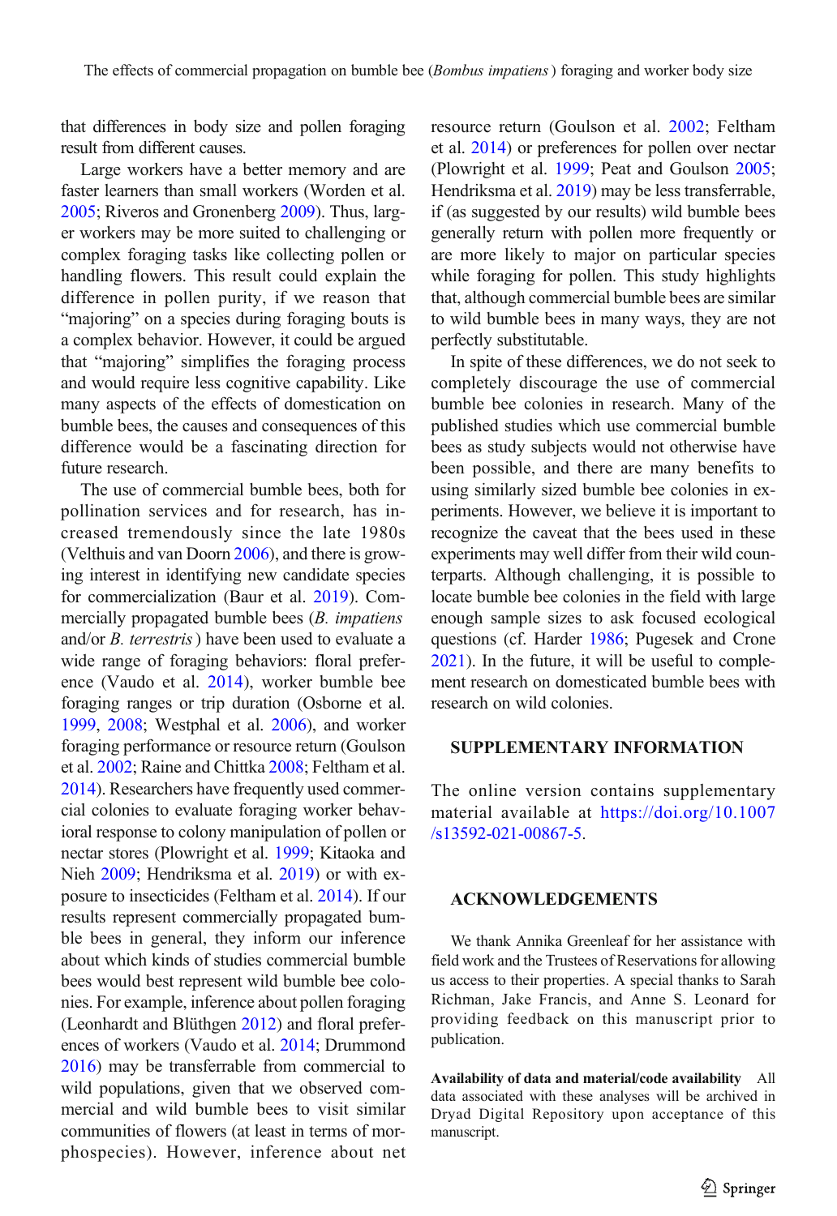that differences in body size and pollen foraging result from different causes.

Large workers have a better memory and are faster learners than small workers (Worden et al. 2005; Riveros and Gronenberg 2009). Thus, larger workers may be more suited to challenging or complex foraging tasks like collecting pollen or handling flowers. This result could explain the difference in pollen purity, if we reason that "majoring" on a species during foraging bouts is a complex behavior. However, it could be argued that "majoring" simplifies the foraging process and would require less cognitive capability. Like many aspects of the effects of domestication on bumble bees, the causes and consequences of this difference would be a fascinating direction for future research.

The use of commercial bumble bees, both for pollination services and for research, has increased tremendously since the late 1980s (Velthuis and van Doorn 2006), and there is growing interest in identifying new candidate species for commercialization (Baur et al. 2019). Commercially propagated bumble bees (*B. impatiens* and/or *B. terrestris*) have been used to evaluate a wide range of foraging behaviors: floral preference (Vaudo et al. 2014), worker bumble bee foraging ranges or trip duration (Osborne et al. 1999, 2008; Westphal et al. 2006), and worker foraging performance or resource return (Goulson et al. 2002; Raine and Chittka 2008; Feltham et al. 2014). Researchers have frequently used commercial colonies to evaluate foraging worker behavioral response to colony manipulation of pollen or nectar stores (Plowright et al. 1999; Kitaoka and Nieh 2009; Hendriksma et al. 2019) or with exposure to insecticides (Feltham et al. 2014). If our results represent commercially propagated bumble bees in general, they inform our inference about which kinds of studies commercial bumble bees would best represent wild bumble bee colonies. For example, inference about pollen foraging (Leonhardt and Blüthgen 2012) and floral preferences of workers (Vaudo et al. 2014; Drummond 2016) may be transferrable from commercial to wild populations, given that we observed commercial and wild bumble bees to visit similar communities of flowers (at least in terms of morphospecies). However, inference about net resource return (Goulson et al. 2002; Feltham et al. 2014) or preferences for pollen over nectar (Plowright et al. 1999; Peat and Goulson 2005; Hendriksma et al. 2019) may be less transferrable, if (as suggested by our results) wild bumble bees generally return with pollen more frequently or are more likely to major on particular species while foraging for pollen. This study highlights that, although commercial bumble bees are similar to wild bumble bees in many ways, they are not perfectly substitutable.

In spite of these differences, we do not seek to completely discourage the use of commercial bumble bee colonies in research. Many of the published studies which use commercial bumble bees as study subjects would not otherwise have been possible, and there are many benefits to using similarly sized bumble bee colonies in experiments. However, we believe it is important to recognize the caveat that the bees used in these experiments may well differ from their wild counterparts. Although challenging, it is possible to locate bumble bee colonies in the field with large enough sample sizes to ask focused ecological questions (cf. Harder 1986; Pugesek and Crone 2021). In the future, it will be useful to complement research on domesticated bumble bees with research on wild colonies.

## SUPPLEMENTARY INFORMATION

The online version contains supplementary material available at https://doi.org/10.1007/s13592-021-00867-5.

## ACKNOWLEDGEMENTS

We thank Annika Greenleaf for her assistance with field work and the Trustees of Reservations for allowing us access to their properties. A special thanks to Sarah Richman, Jake Francis, and Anne S. Leonard for providing feedback on this manuscript prior to publication.

**Availability of data and material/code availability** All data associated with these analyses will be archived in Dryad Digital Repository upon acceptance of this manuscript.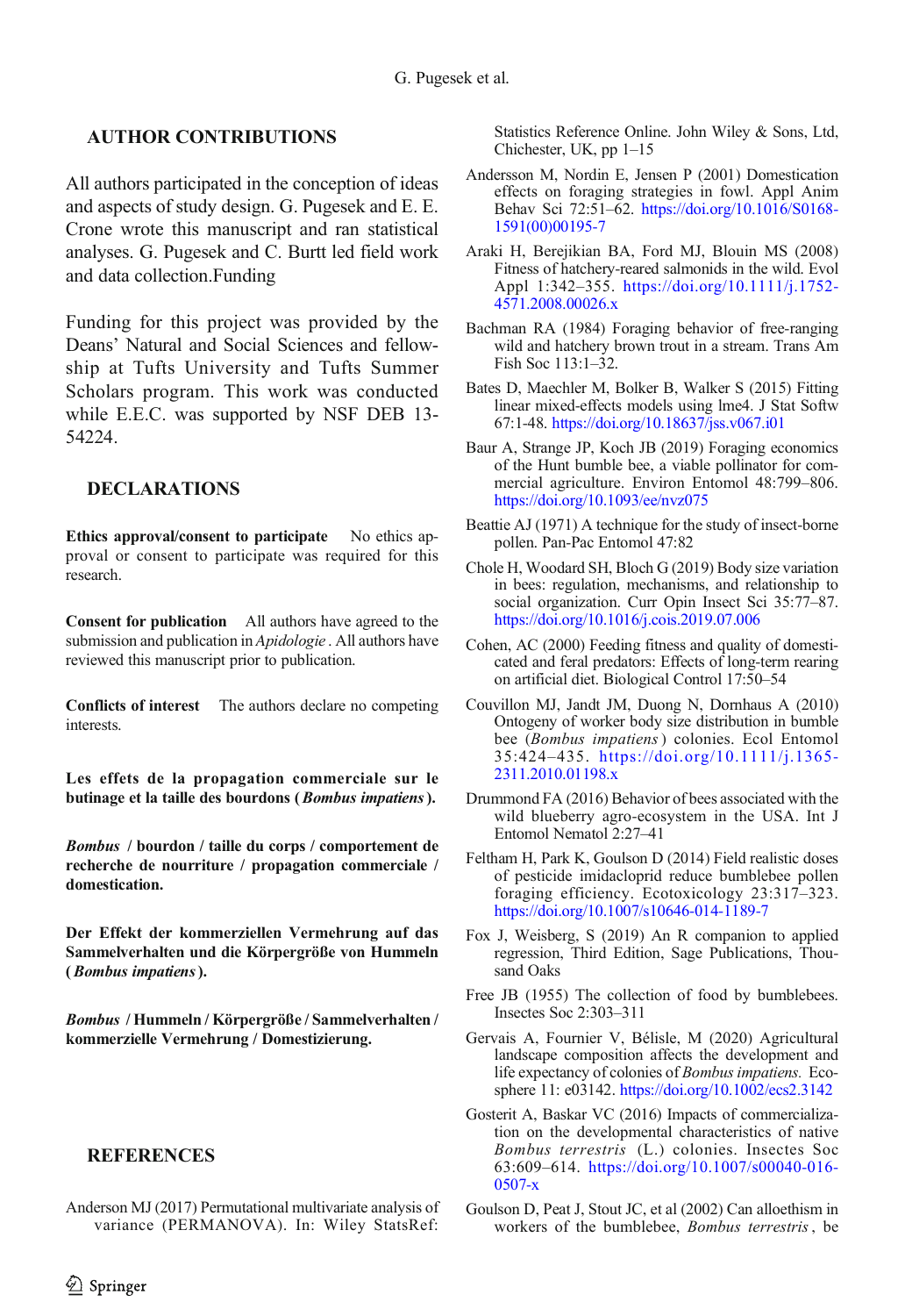## AUTHOR CONTRIBUTIONS

All authors participated in the conception of ideas and aspects of study design. G. Pugesek and E. E. Crone wrote this manuscript and ran statistical analyses. G. Pugesek and C. Burtt led field work and data collection.Funding

Funding for this project was provided by the Deans' Natural and Social Sciences and fellowship at Tufts University and Tufts Summer Scholars program. This work was conducted while E.E.C. was supported by NSF DEB 13-54224.

## DECLARATIONS

**Ethics approval/consent to participate** No ethics approval or consent to participate was required for this research.

**Consent for publication** All authors have agreed to the submission and publication in *Apidologie* . All authors have reviewed this manuscript prior to publication.

**Conflicts of interest** The authors declare no competing interests.

**Les effets de la propagation commerciale sur le butinage et la taille des bourdons ( *Bombus impatiens* ).**

***Bombus*** **/ bourdon / taille du corps / comportement de recherche de nourriture / propagation commerciale / domestication.**

**Der Effekt der kommerziellen Vermehrung auf das Sammelverhalten und die Körpergröße von Hummeln ( *Bombus impatiens* ).**

***Bombus*** **/ Hummeln / Körpergröße / Sammelverhalten / kommerzielle Vermehrung / Domestizierung.**

## REFERENCES

Anderson MJ (2017) Permutational multivariate analysis of variance (PERMANOVA). In: Wiley StatsRef: Statistics Reference Online. John Wiley & Sons, Ltd, Chichester, UK, pp 1–15

Andersson M, Nordin E, Jensen P (2001) Domestication effects on foraging strategies in fowl. Appl Anim Behav Sci 72:51–62. https://doi.org/10.1016/S0168-1591(00)00195-7

Araki H, Berejikian BA, Ford MJ, Blouin MS (2008) Fitness of hatchery-reared salmonids in the wild. Evol Appl 1:342–355. https://doi.org/10.1111/j.1752-4571.2008.00026.x

Bachman RA (1984) Foraging behavior of free-ranging wild and hatchery brown trout in a stream. Trans Am Fish Soc 113:1–32.

Bates D, Maechler M, Bolker B, Walker S (2015) Fitting linear mixed-effects models using lme4. J Stat Softw 67:1-48. https://doi.org/10.18637/jss.v067.i01

Baur A, Strange JP, Koch JB (2019) Foraging economics of the Hunt bumble bee, a viable pollinator for commercial agriculture. Environ Entomol 48:799–806. https://doi.org/10.1093/ee/nvz075

Beattie AJ (1971) A technique for the study of insect-borne pollen. Pan-Pac Entomol 47:82

Chole H, Woodard SH, Bloch G (2019) Body size variation in bees: regulation, mechanisms, and relationship to social organization. Curr Opin Insect Sci 35:77–87. https://doi.org/10.1016/j.cois.2019.07.006

Cohen, AC (2000) Feeding fitness and quality of domesticated and feral predators: Effects of long-term rearing on artificial diet. Biological Control 17:50–54

Couvillon MJ, Jandt JM, Duong N, Dornhaus A (2010) Ontogeny of worker body size distribution in bumble bee (*Bombus impatiens* ) colonies. Ecol Entomol 35:424–435. https://doi.org/10.1111/j.1365-2311.2010.01198.x

Drummond FA (2016) Behavior of bees associated with the wild blueberry agro-ecosystem in the USA. Int J Entomol Nematol 2:27–41

Feltham H, Park K, Goulson D (2014) Field realistic doses of pesticide imidacloprid reduce bumblebee pollen foraging efficiency. Ecotoxicology 23:317–323. https://doi.org/10.1007/s10646-014-1189-7

Fox J, Weisberg, S (2019) An R companion to applied regression, Third Edition, Sage Publications, Thousand Oaks

Free JB (1955) The collection of food by bumblebees. Insectes Soc 2:303–311

Gervais A, Fournier V, Bélisle, M (2020) Agricultural landscape composition affects the development and life expectancy of colonies of *Bombus impatiens.* Ecosphere 11: e03142. https://doi.org/10.1002/ecs2.3142

Gosterit A, Baskar VC (2016) Impacts of commercialization on the developmental characteristics of native *Bombus terrestris* (L.) colonies. Insectes Soc 63:609–614. https://doi.org/10.1007/s00040-016-0507-x

Goulson D, Peat J, Stout JC, et al (2002) Can alloethism in workers of the bumblebee, *Bombus terrestris* , be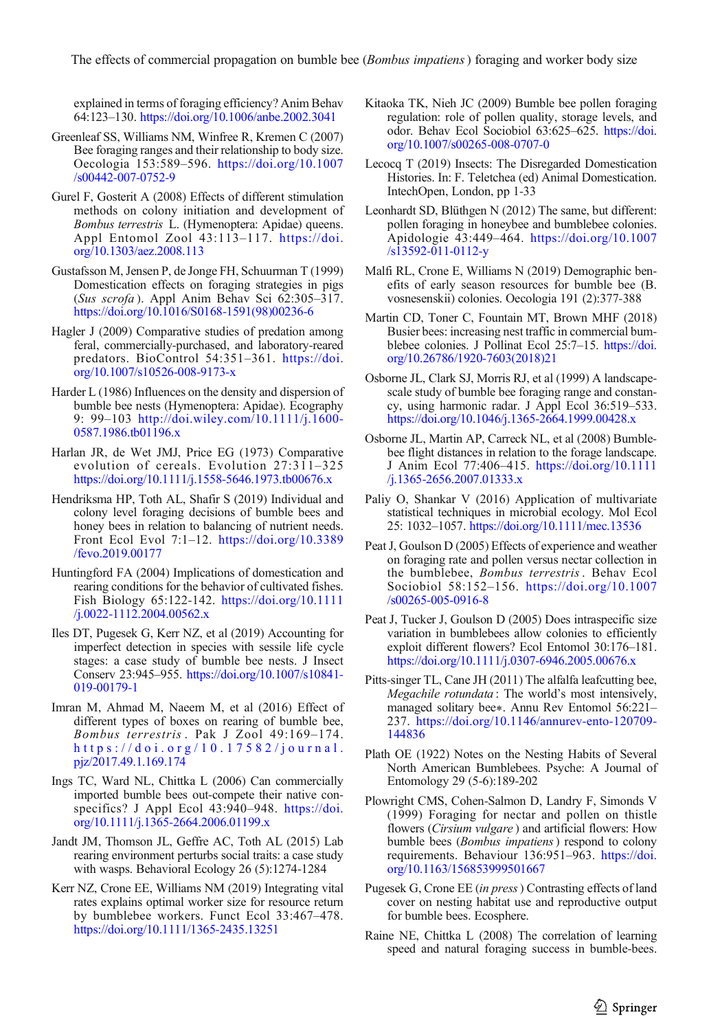explained in terms of foraging efficiency? Anim Behav 64:123–130. https://doi.org/10.1006/anbe.2002.3041

Greenleaf SS, Williams NM, Winfree R, Kremen C (2007) Bee foraging ranges and their relationship to body size. Oecologia 153:589–596. https://doi.org/10.1007/s00442-007-0752-9

Gurel F, Gosterit A (2008) Effects of different stimulation methods on colony initiation and development of *Bombus terrestris* L. (Hymenoptera: Apidae) queens. Appl Entomol Zool 43:113–117. https://doi.org/10.1303/aez.2008.113

Gustafsson M, Jensen P, de Jonge FH, Schuurman T (1999) Domestication effects on foraging strategies in pigs (*Sus scrofa*). Appl Anim Behav Sci 62:305–317. https://doi.org/10.1016/S0168-1591(98)00236-6

Hagler J (2009) Comparative studies of predation among feral, commercially-purchased, and laboratory-reared predators. BioControl 54:351–361. https://doi.org/10.1007/s10526-008-9173-x

Harder L (1986) Influences on the density and dispersion of bumble bee nests (Hymenoptera: Apidae). Ecography 9: 99–103 http://doi.wiley.com/10.1111/j.1600-0587.1986.tb01196.x

Harlan JR, de Wet JMJ, Price EG (1973) Comparative evolution of cereals. Evolution 27:311–325 https://doi.org/10.1111/j.1558-5646.1973.tb00676.x

Hendriksma HP, Toth AL, Shafir S (2019) Individual and colony level foraging decisions of bumble bees and honey bees in relation to balancing of nutrient needs. Front Ecol Evol 7:1–12. https://doi.org/10.3389/fevo.2019.00177

Huntingford FA (2004) Implications of domestication and rearing conditions for the behavior of cultivated fishes. Fish Biology 65:122-142. https://doi.org/10.1111/j.0022-1112.2004.00562.x

Iles DT, Pugesek G, Kerr NZ, et al (2019) Accounting for imperfect detection in species with sessile life cycle stages: a case study of bumble bee nests. J Insect Conserv 23:945–955. https://doi.org/10.1007/s10841-019-00179-1

Imran M, Ahmad M, Naeem M, et al (2016) Effect of different types of boxes on rearing of bumble bee, *Bombus terrestris*. Pak J Zool 49:169–174. https://doi.org/10.17582/journal.pjz/2017.49.1.169.174

Ings TC, Ward NL, Chittka L (2006) Can commercially imported bumble bees out-compete their native conspecifics? J Appl Ecol 43:940–948. https://doi.org/10.1111/j.1365-2664.2006.01199.x

Jandt JM, Thomson JL, Geffre AC, Toth AL (2015) Lab rearing environment perturbs social traits: a case study with wasps. Behavioral Ecology 26 (5):1274-1284

Kerr NZ, Crone EE, Williams NM (2019) Integrating vital rates explains optimal worker size for resource return by bumblebee workers. Funct Ecol 33:467–478. https://doi.org/10.1111/1365-2435.13251

Kitaoka TK, Nieh JC (2009) Bumble bee pollen foraging regulation: role of pollen quality, storage levels, and odor. Behav Ecol Sociobiol 63:625–625. https://doi.org/10.1007/s00265-008-0707-0

Lecocq T (2019) Insects: The Disregarded Domestication Histories. In: F. Teletchea (ed) Animal Domestication. IntechOpen, London, pp 1-33

Leonhardt SD, Blüthgen N (2012) The same, but different: pollen foraging in honeybee and bumblebee colonies. Apidologie 43:449–464. https://doi.org/10.1007/s13592-011-0112-y

Malfi RL, Crone E, Williams N (2019) Demographic benefits of early season resources for bumble bee (B. vosnesenskii) colonies. Oecologia 191 (2):377-388

Martin CD, Toner C, Fountain MT, Brown MHF (2018) Busier bees: increasing nest traffic in commercial bumblebee colonies. J Pollinat Ecol 25:7–15. https://doi.org/10.26786/1920-7603(2018)21

Osborne JL, Clark SJ, Morris RJ, et al (1999) A landscape-scale study of bumble bee foraging range and constancy, using harmonic radar. J Appl Ecol 36:519–533. https://doi.org/10.1046/j.1365-2664.1999.00428.x

Osborne JL, Martin AP, Carreck NL, et al (2008) Bumblebee flight distances in relation to the forage landscape. J Anim Ecol 77:406–415. https://doi.org/10.1111/j.1365-2656.2007.01333.x

Paliy O, Shankar V (2016) Application of multivariate statistical techniques in microbial ecology. Mol Ecol 25: 1032–1057. https://doi.org/10.1111/mec.13536

Peat J, Goulson D (2005) Effects of experience and weather on foraging rate and pollen versus nectar collection in the bumblebee, *Bombus terrestris*. Behav Ecol Sociobiol 58:152–156. https://doi.org/10.1007/s00265-005-0916-8

Peat J, Tucker J, Goulson D (2005) Does intraspecific size variation in bumblebees allow colonies to efficiently exploit different flowers? Ecol Entomol 30:176–181. https://doi.org/10.1111/j.0307-6946.2005.00676.x

Pitts-singer TL, Cane JH (2011) The alfalfa leafcutting bee, *Megachile rotundata*: The world's most intensively, managed solitary bee∗. Annu Rev Entomol 56:221–237. https://doi.org/10.1146/annurev-ento-120709-144836

Plath OE (1922) Notes on the Nesting Habits of Several North American Bumblebees. Psyche: A Journal of Entomology 29 (5-6):189-202

Plowright CMS, Cohen-Salmon D, Landry F, Simonds V (1999) Foraging for nectar and pollen on thistle flowers (*Cirsium vulgare*) and artificial flowers: How bumble bees (*Bombus impatiens*) respond to colony requirements. Behaviour 136:951–963. https://doi.org/10.1163/156853999501667

Pugesek G, Crone EE (*in press*) Contrasting effects of land cover on nesting habitat use and reproductive output for bumble bees. Ecosphere.

Raine NE, Chittka L (2008) The correlation of learning speed and natural foraging success in bumble-bees.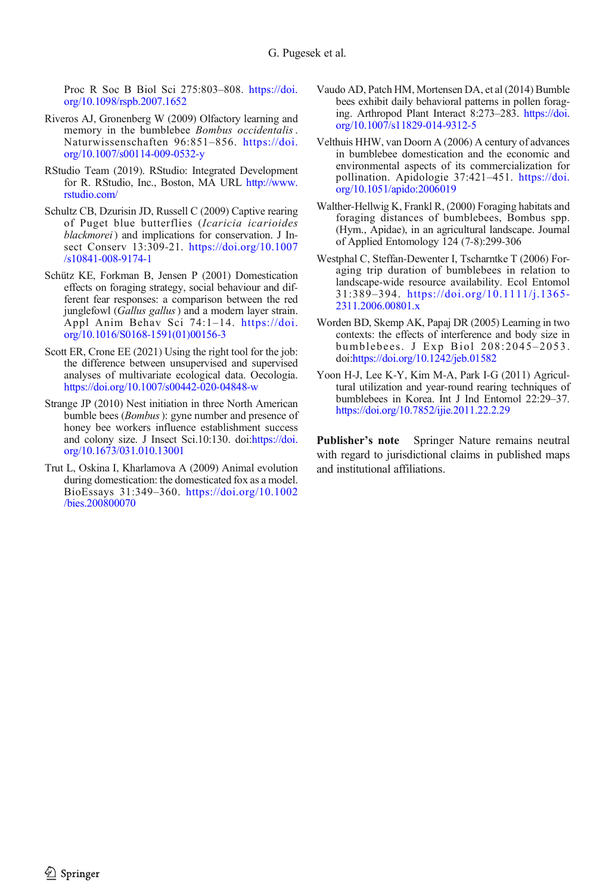Proc R Soc B Biol Sci 275:803–808. https://doi.org/10.1098/rspb.2007.1652

Riveros AJ, Gronenberg W (2009) Olfactory learning and memory in the bumblebee *Bombus occidentalis*. Naturwissenschaften 96:851–856. https://doi.org/10.1007/s00114-009-0532-y

RStudio Team (2019). RStudio: Integrated Development for R. RStudio, Inc., Boston, MA URL http://www.rstudio.com/

Schultz CB, Dzurisin JD, Russell C (2009) Captive rearing of Puget blue butterflies (*Icaricia icarioides blackmorei*) and implications for conservation. J Insect Conserv 13:309-21. https://doi.org/10.1007/s10841-008-9174-1

Schütz KE, Forkman B, Jensen P (2001) Domestication effects on foraging strategy, social behaviour and different fear responses: a comparison between the red junglefowl (*Gallus gallus*) and a modern layer strain. Appl Anim Behav Sci 74:1–14. https://doi.org/10.1016/S0168-1591(01)00156-3

Scott ER, Crone EE (2021) Using the right tool for the job: the difference between unsupervised and supervised analyses of multivariate ecological data. Oecologia. https://doi.org/10.1007/s00442-020-04848-w

Strange JP (2010) Nest initiation in three North American bumble bees (*Bombus*): gyne number and presence of honey bee workers influence establishment success and colony size. J Insect Sci.10:130. doi:https://doi.org/10.1673/031.010.13001

Trut L, Oskina I, Kharlamova A (2009) Animal evolution during domestication: the domesticated fox as a model. BioEssays 31:349–360. https://doi.org/10.1002/bies.200800070

Vaudo AD, Patch HM, Mortensen DA, et al (2014) Bumble bees exhibit daily behavioral patterns in pollen foraging. Arthropod Plant Interact 8:273–283. https://doi.org/10.1007/s11829-014-9312-5

Velthuis HHW, van Doorn A (2006) A century of advances in bumblebee domestication and the economic and environmental aspects of its commercialization for pollination. Apidologie 37:421–451. https://doi.org/10.1051/apido:2006019

Walther-Hellwig K, Frankl R, (2000) Foraging habitats and foraging distances of bumblebees, Bombus spp. (Hym., Apidae), in an agricultural landscape. Journal of Applied Entomology 124 (7-8):299-306

Westphal C, Steffan-Dewenter I, Tscharntke T (2006) Foraging trip duration of bumblebees in relation to landscape-wide resource availability. Ecol Entomol 31:389–394. https://doi.org/10.1111/j.1365-2311.2006.00801.x

Worden BD, Skemp AK, Papaj DR (2005) Learning in two contexts: the effects of interference and body size in bumblebees. J Exp Biol 208:2045–2053. doi:https://doi.org/10.1242/jeb.01582

Yoon H-J, Lee K-Y, Kim M-A, Park I-G (2011) Agricultural utilization and year-round rearing techniques of bumblebees in Korea. Int J Ind Entomol 22:29–37. https://doi.org/10.7852/ijie.2011.22.2.29

**Publisher's note** Springer Nature remains neutral with regard to jurisdictional claims in published maps and institutional affiliations.